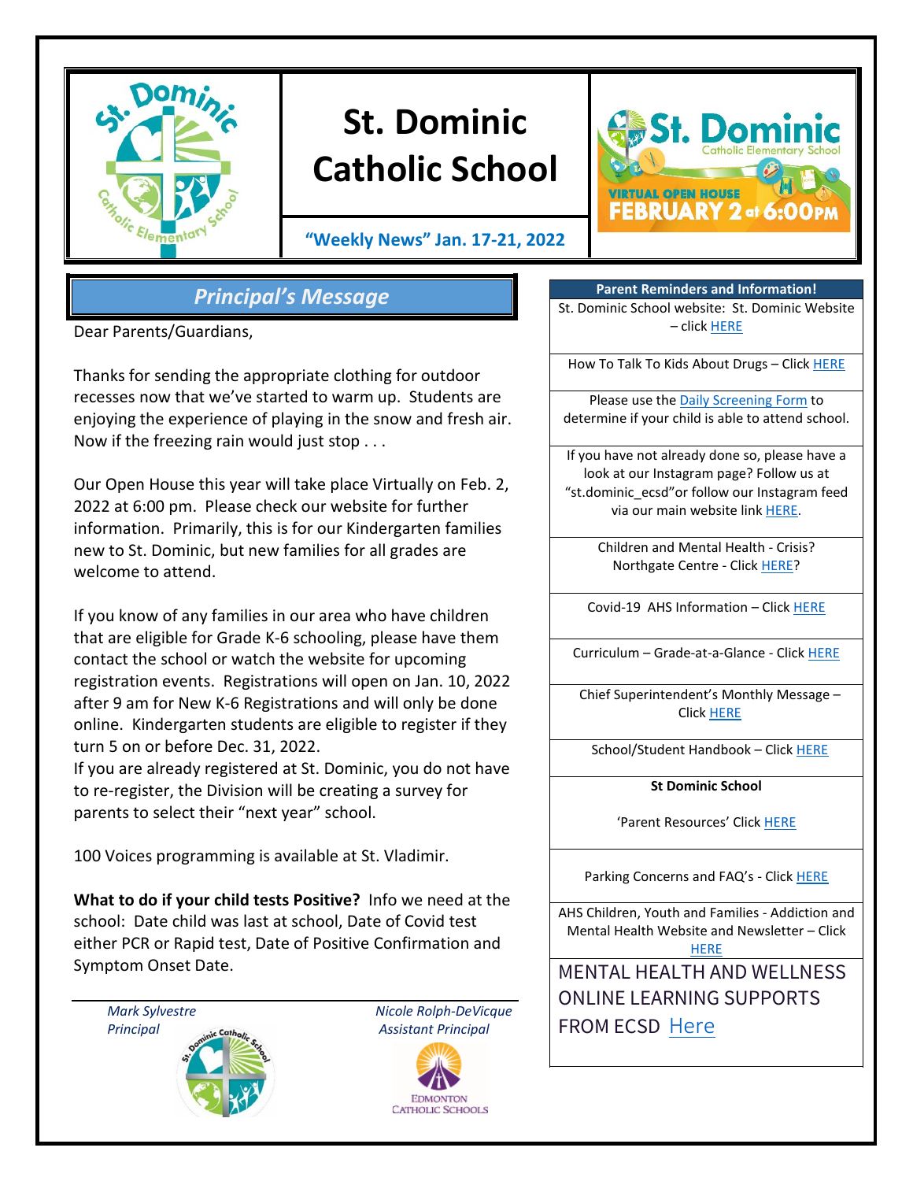# St. Dominic Catholic School

**"Weekly News" Jan. 17-21, 2022**

VIRTUAL OPEN HOUSE FEBRUARY 2 at 6:00PM

## *Principal's Message*

Dear Parents/Guardians,

Thanks for sending the appropriate clothing for outdoor recesses now that we've started to warm up. Students are enjoying the experience of playing in the snow and fresh air. Now if the freezing rain would just stop . . .

Our Open House this year will take place Virtually on Feb. 2, 2022 at 6:00 pm. Please check our website for further information. Primarily, this is for our Kindergarten families new to St. Dominic, but new families for all grades are welcome to attend.

If you know of any families in our area who have children that are eligible for Grade K-6 schooling, please have them contact the school or watch the website for upcoming registration events. Registrations will open on Jan. 10, 2022 after 9 am for New K-6 Registrations and will only be done online. Kindergarten students are eligible to register if they turn 5 on or before Dec. 31, 2022.

If you are already registered at St. Dominic, you do not have to re-register, the Division will be creating a survey for parents to select their "next year" school.

100 Voices programming is available at St. Vladimir.

**What to do if your child tests Positive?** Info we need at the school: Date child was last at school, Date of Covid test either PCR or Rapid test, Date of Positive Confirmation and Symptom Onset Date.

*Mark Sylvestre*
*Principal*

*Nicole Rolph-DeVicque*
*Assistant Principal*

EDMONTON CATHOLIC SCHOOLS

| Parent Reminders and Information! |
| --- |
| St. Dominic School website: St. Dominic Website – click HERE |
| How To Talk To Kids About Drugs – Click HERE |
| Please use the Daily Screening Form to determine if your child is able to attend school. |
| If you have not already done so, please have a look at our Instagram page? Follow us at "st.dominic_ecsd"or follow our Instagram feed via our main website link HERE. |
| Children and Mental Health - Crisis? Northgate Centre - Click HERE? |
| Covid-19 AHS Information – Click HERE |
| Curriculum – Grade-at-a-Glance - Click HERE |
| Chief Superintendent's Monthly Message – Click HERE |
| School/Student Handbook – Click HERE |
| **St Dominic School** 'Parent Resources' Click HERE |
| Parking Concerns and FAQ's - Click HERE |
| AHS Children, Youth and Families - Addiction and Mental Health Website and Newsletter – Click HERE |
| MENTAL HEALTH AND WELLNESS ONLINE LEARNING SUPPORTS FROM ECSD Here |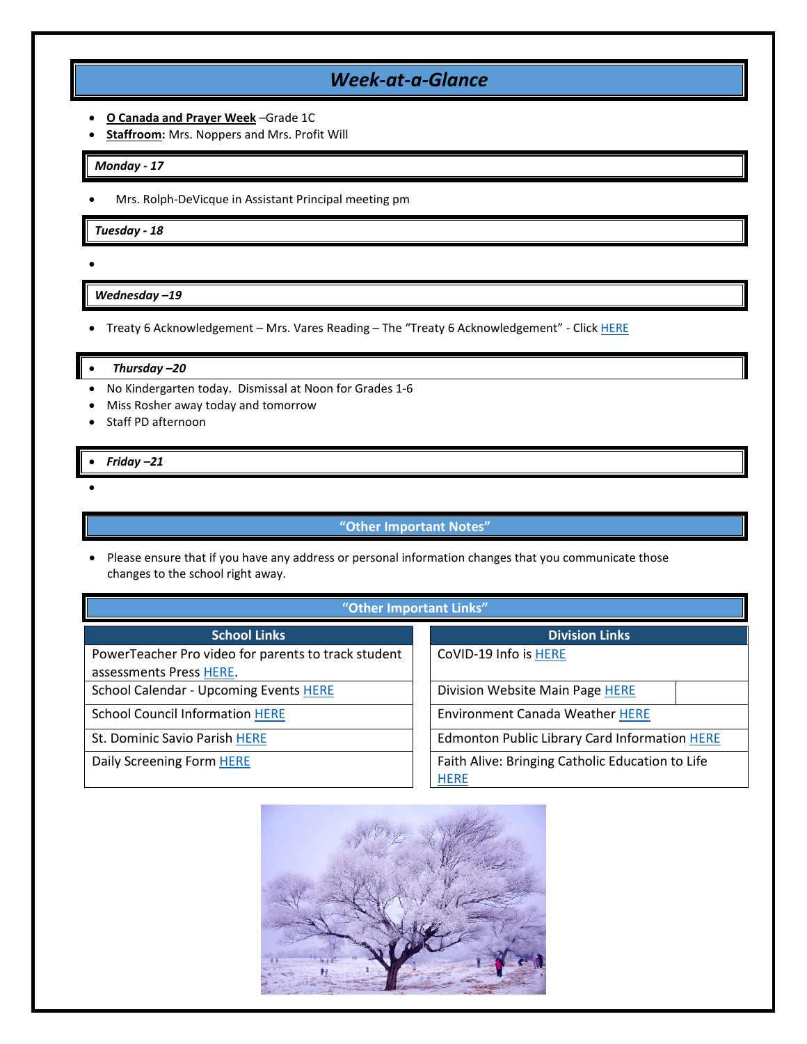# *Week-at-a-Glance*

- **O Canada and Prayer Week** –Grade 1C
- **Staffroom:** Mrs. Noppers and Mrs. Profit Will

### *Monday - 17*

- Mrs. Rolph-DeVicque in Assistant Principal meeting pm

### *Tuesday - 18*

-

### *Wednesday –19*

- Treaty 6 Acknowledgement – Mrs. Vares Reading – The "Treaty 6 Acknowledgement" - Click HERE

### *Thursday –20*

- No Kindergarten today. Dismissal at Noon for Grades 1-6
- Miss Rosher away today and tomorrow
- Staff PD afternoon

### *Friday –21*

-

## "Other Important Notes"

- Please ensure that if you have any address or personal information changes that you communicate those changes to the school right away.

## "Other Important Links"

| School Links |
|---|
| PowerTeacher Pro video for parents to track student assessments Press HERE. |
| School Calendar - Upcoming Events HERE |
| School Council Information HERE |
| St. Dominic Savio Parish HERE |
| Daily Screening Form HERE |

| Division Links |
|---|
| CoVID-19 Info is HERE |
| Division Website Main Page HERE |
| Environment Canada Weather HERE |
| Edmonton Public Library Card Information HERE |
| Faith Alive: Bringing Catholic Education to Life HERE |